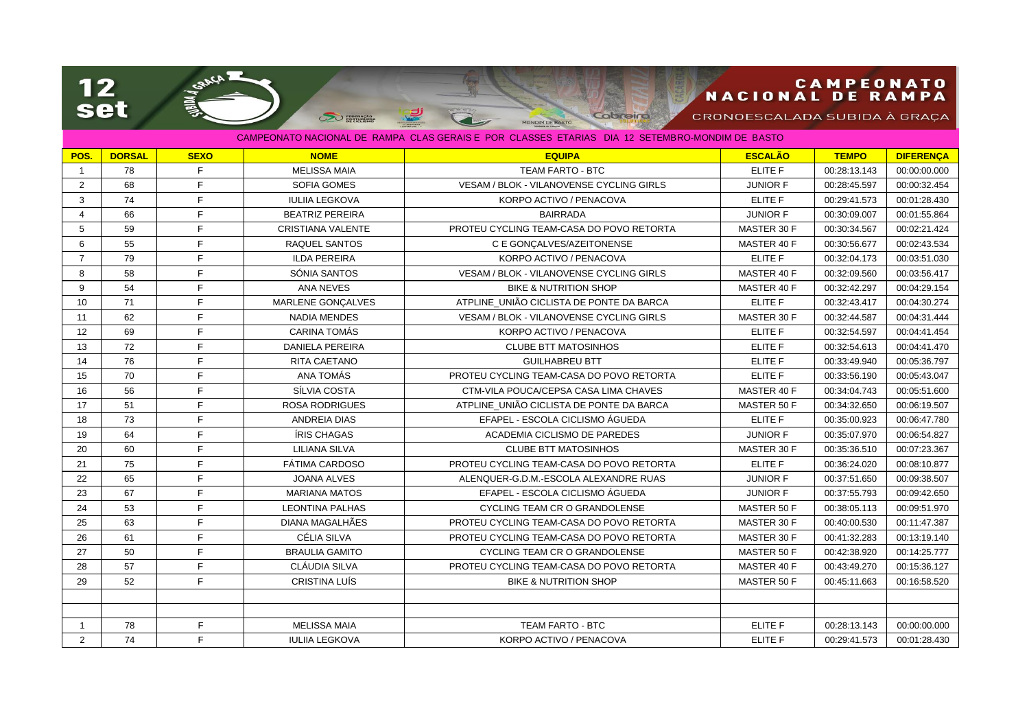# CAMPEONATO NACIONAL DE RAMPA

CRONOESCALADA SUBIDA À GRAÇA

12 set

CAMPEONATO NACIONAL DE RAMPA CLAS GERAIS E POR CLASSES ETARIAS DIA 12 SETEMBRO-MONDIM DE BASTO

| POS. | DORSAL | SEXO | NOME | EQUIPA | ESCALÃO | TEMPO | DIFERENÇA |
|---|---|---|---|---|---|---|---|
| 1 | 78 | F | MELISSA MAIA | TEAM FARTO - BTC | ELITE F | 00:28:13.143 | 00:00:00.000 |
| 2 | 68 | F | SOFIA GOMES | VESAM / BLOK - VILANOVENSE CYCLING GIRLS | JUNIOR F | 00:28:45.597 | 00:00:32.454 |
| 3 | 74 | F | IULIIA LEGKOVA | KORPO ACTIVO / PENACOVA | ELITE F | 00:29:41.573 | 00:01:28.430 |
| 4 | 66 | F | BEATRIZ PEREIRA | BAIRRADA | JUNIOR F | 00:30:09.007 | 00:01:55.864 |
| 5 | 59 | F | CRISTIANA VALENTE | PROTEU CYCLING TEAM-CASA DO POVO RETORTA | MASTER 30 F | 00:30:34.567 | 00:02:21.424 |
| 6 | 55 | F | RAQUEL SANTOS | C E GONÇALVES/AZEITONENSE | MASTER 40 F | 00:30:56.677 | 00:02:43.534 |
| 7 | 79 | F | ILDA PEREIRA | KORPO ACTIVO / PENACOVA | ELITE F | 00:32:04.173 | 00:03:51.030 |
| 8 | 58 | F | SÓNIA SANTOS | VESAM / BLOK - VILANOVENSE CYCLING GIRLS | MASTER 40 F | 00:32:09.560 | 00:03:56.417 |
| 9 | 54 | F | ANA NEVES | BIKE & NUTRITION SHOP | MASTER 40 F | 00:32:42.297 | 00:04:29.154 |
| 10 | 71 | F | MARLENE GONÇALVES | ATPLINE_UNIÃO CICLISTA DE PONTE DA BARCA | ELITE F | 00:32:43.417 | 00:04:30.274 |
| 11 | 62 | F | NADIA MENDES | VESAM / BLOK - VILANOVENSE CYCLING GIRLS | MASTER 30 F | 00:32:44.587 | 00:04:31.444 |
| 12 | 69 | F | CARINA TOMÁS | KORPO ACTIVO / PENACOVA | ELITE F | 00:32:54.597 | 00:04:41.454 |
| 13 | 72 | F | DANIELA PEREIRA | CLUBE BTT MATOSINHOS | ELITE F | 00:32:54.613 | 00:04:41.470 |
| 14 | 76 | F | RITA CAETANO | GUILHABREU BTT | ELITE F | 00:33:49.940 | 00:05:36.797 |
| 15 | 70 | F | ANA TOMÁS | PROTEU CYCLING TEAM-CASA DO POVO RETORTA | ELITE F | 00:33:56.190 | 00:05:43.047 |
| 16 | 56 | F | SÍLVIA COSTA | CTM-VILA POUCA/CEPSA CASA LIMA CHAVES | MASTER 40 F | 00:34:04.743 | 00:05:51.600 |
| 17 | 51 | F | ROSA RODRIGUES | ATPLINE_UNIÃO CICLISTA DE PONTE DA BARCA | MASTER 50 F | 00:34:32.650 | 00:06:19.507 |
| 18 | 73 | F | ANDREIA DIAS | EFAPEL - ESCOLA CICLISMO ÁGUEDA | ELITE F | 00:35:00.923 | 00:06:47.780 |
| 19 | 64 | F | ÍRIS CHAGAS | ACADEMIA CICLISMO DE PAREDES | JUNIOR F | 00:35:07.970 | 00:06:54.827 |
| 20 | 60 | F | LILIANA SILVA | CLUBE BTT MATOSINHOS | MASTER 30 F | 00:35:36.510 | 00:07:23.367 |
| 21 | 75 | F | FÁTIMA CARDOSO | PROTEU CYCLING TEAM-CASA DO POVO RETORTA | ELITE F | 00:36:24.020 | 00:08:10.877 |
| 22 | 65 | F | JOANA ALVES | ALENQUER-G.D.M.-ESCOLA ALEXANDRE RUAS | JUNIOR F | 00:37:51.650 | 00:09:38.507 |
| 23 | 67 | F | MARIANA MATOS | EFAPEL - ESCOLA CICLISMO ÁGUEDA | JUNIOR F | 00:37:55.793 | 00:09:42.650 |
| 24 | 53 | F | LEONTINA PALHAS | CYCLING TEAM CR O GRANDOLENSE | MASTER 50 F | 00:38:05.113 | 00:09:51.970 |
| 25 | 63 | F | DIANA MAGALHÃES | PROTEU CYCLING TEAM-CASA DO POVO RETORTA | MASTER 30 F | 00:40:00.530 | 00:11:47.387 |
| 26 | 61 | F | CÉLIA SILVA | PROTEU CYCLING TEAM-CASA DO POVO RETORTA | MASTER 30 F | 00:41:32.283 | 00:13:19.140 |
| 27 | 50 | F | BRAULIA GAMITO | CYCLING TEAM CR O GRANDOLENSE | MASTER 50 F | 00:42:38.920 | 00:14:25.777 |
| 28 | 57 | F | CLÁUDIA SILVA | PROTEU CYCLING TEAM-CASA DO POVO RETORTA | MASTER 40 F | 00:43:49.270 | 00:15:36.127 |
| 29 | 52 | F | CRISTINA LUÍS | BIKE & NUTRITION SHOP | MASTER 50 F | 00:45:11.663 | 00:16:58.520 |
| | | | | | | | |
| | | | | | | | |
| 1 | 78 | F | MELISSA MAIA | TEAM FARTO - BTC | ELITE F | 00:28:13.143 | 00:00:00.000 |
| 2 | 74 | F | IULIIA LEGKOVA | KORPO ACTIVO / PENACOVA | ELITE F | 00:29:41.573 | 00:01:28.430 |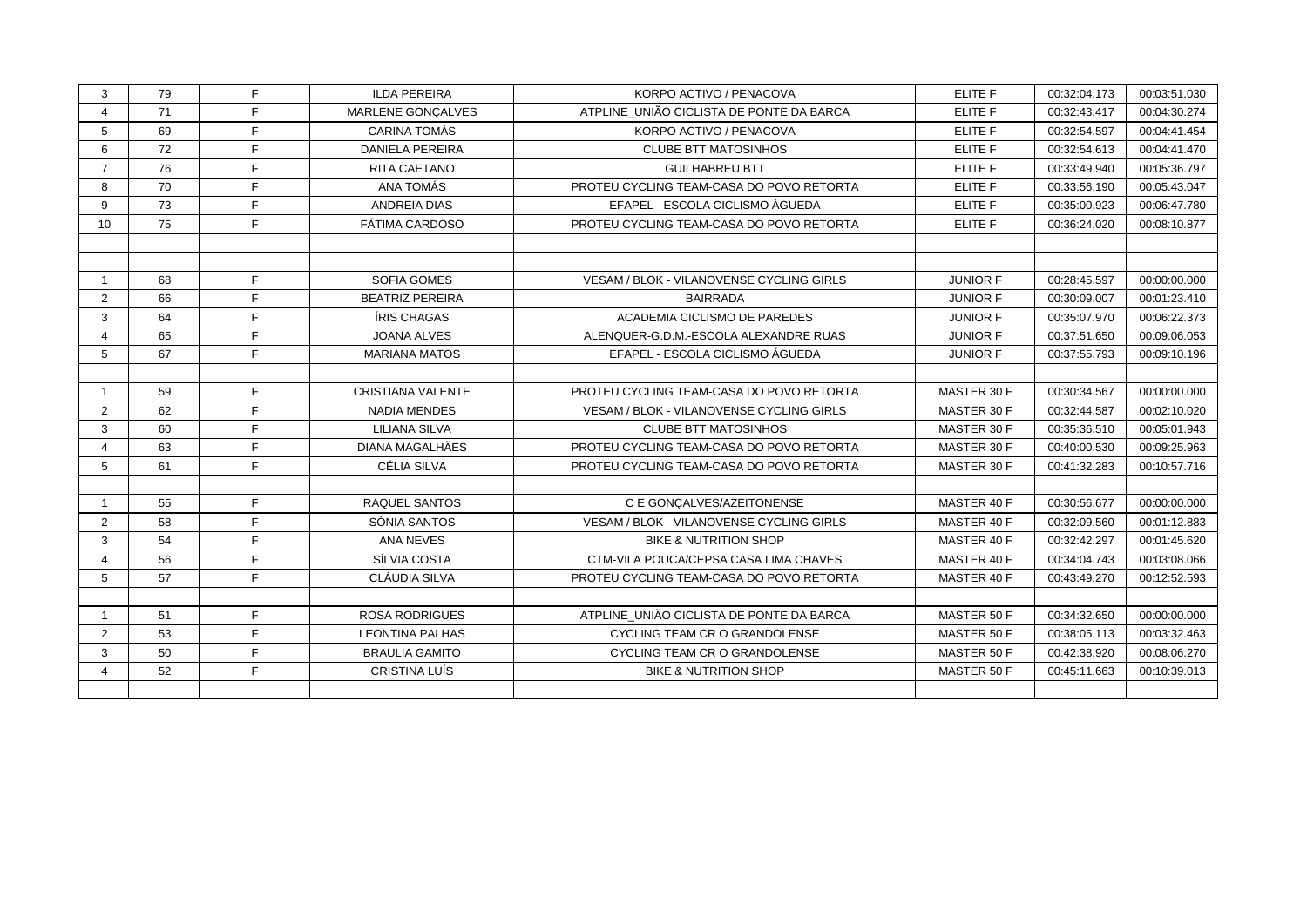| | | | | | | | |
|---|---|---|---|---|---|---|---|
| 3 | 79 | F | ILDA PEREIRA | KORPO ACTIVO / PENACOVA | ELITE F | 00:32:04.173 | 00:03:51.030 |
| 4 | 71 | F | MARLENE GONÇALVES | ATPLINE_UNIÃO CICLISTA DE PONTE DA BARCA | ELITE F | 00:32:43.417 | 00:04:30.274 |
| 5 | 69 | F | CARINA TOMÁS | KORPO ACTIVO / PENACOVA | ELITE F | 00:32:54.597 | 00:04:41.454 |
| 6 | 72 | F | DANIELA PEREIRA | CLUBE BTT MATOSINHOS | ELITE F | 00:32:54.613 | 00:04:41.470 |
| 7 | 76 | F | RITA CAETANO | GUILHABREU BTT | ELITE F | 00:33:49.940 | 00:05:36.797 |
| 8 | 70 | F | ANA TOMÁS | PROTEU CYCLING TEAM-CASA DO POVO RETORTA | ELITE F | 00:33:56.190 | 00:05:43.047 |
| 9 | 73 | F | ANDREIA DIAS | EFAPEL - ESCOLA CICLISMO ÁGUEDA | ELITE F | 00:35:00.923 | 00:06:47.780 |
| 10 | 75 | F | FÁTIMA CARDOSO | PROTEU CYCLING TEAM-CASA DO POVO RETORTA | ELITE F | 00:36:24.020 | 00:08:10.877 |
| | | | | | | | |
| | | | | | | | |
| 1 | 68 | F | SOFIA GOMES | VESAM / BLOK - VILANOVENSE CYCLING GIRLS | JUNIOR F | 00:28:45.597 | 00:00:00.000 |
| 2 | 66 | F | BEATRIZ PEREIRA | BAIRRADA | JUNIOR F | 00:30:09.007 | 00:01:23.410 |
| 3 | 64 | F | ÍRIS CHAGAS | ACADEMIA CICLISMO DE PAREDES | JUNIOR F | 00:35:07.970 | 00:06:22.373 |
| 4 | 65 | F | JOANA ALVES | ALENQUER-G.D.M.-ESCOLA ALEXANDRE RUAS | JUNIOR F | 00:37:51.650 | 00:09:06.053 |
| 5 | 67 | F | MARIANA MATOS | EFAPEL - ESCOLA CICLISMO ÁGUEDA | JUNIOR F | 00:37:55.793 | 00:09:10.196 |
| | | | | | | | |
| 1 | 59 | F | CRISTIANA VALENTE | PROTEU CYCLING TEAM-CASA DO POVO RETORTA | MASTER 30 F | 00:30:34.567 | 00:00:00.000 |
| 2 | 62 | F | NADIA MENDES | VESAM / BLOK - VILANOVENSE CYCLING GIRLS | MASTER 30 F | 00:32:44.587 | 00:02:10.020 |
| 3 | 60 | F | LILIANA SILVA | CLUBE BTT MATOSINHOS | MASTER 30 F | 00:35:36.510 | 00:05:01.943 |
| 4 | 63 | F | DIANA MAGALHÃES | PROTEU CYCLING TEAM-CASA DO POVO RETORTA | MASTER 30 F | 00:40:00.530 | 00:09:25.963 |
| 5 | 61 | F | CÉLIA SILVA | PROTEU CYCLING TEAM-CASA DO POVO RETORTA | MASTER 30 F | 00:41:32.283 | 00:10:57.716 |
| | | | | | | | |
| 1 | 55 | F | RAQUEL SANTOS | C E GONÇALVES/AZEITONENSE | MASTER 40 F | 00:30:56.677 | 00:00:00.000 |
| 2 | 58 | F | SÓNIA SANTOS | VESAM / BLOK - VILANOVENSE CYCLING GIRLS | MASTER 40 F | 00:32:09.560 | 00:01:12.883 |
| 3 | 54 | F | ANA NEVES | BIKE & NUTRITION SHOP | MASTER 40 F | 00:32:42.297 | 00:01:45.620 |
| 4 | 56 | F | SÍLVIA COSTA | CTM-VILA POUCA/CEPSA CASA LIMA CHAVES | MASTER 40 F | 00:34:04.743 | 00:03:08.066 |
| 5 | 57 | F | CLÁUDIA SILVA | PROTEU CYCLING TEAM-CASA DO POVO RETORTA | MASTER 40 F | 00:43:49.270 | 00:12:52.593 |
| | | | | | | | |
| 1 | 51 | F | ROSA RODRIGUES | ATPLINE_UNIÃO CICLISTA DE PONTE DA BARCA | MASTER 50 F | 00:34:32.650 | 00:00:00.000 |
| 2 | 53 | F | LEONTINA PALHAS | CYCLING TEAM CR O GRANDOLENSE | MASTER 50 F | 00:38:05.113 | 00:03:32.463 |
| 3 | 50 | F | BRAULIA GAMITO | CYCLING TEAM CR O GRANDOLENSE | MASTER 50 F | 00:42:38.920 | 00:08:06.270 |
| 4 | 52 | F | CRISTINA LUÍS | BIKE & NUTRITION SHOP | MASTER 50 F | 00:45:11.663 | 00:10:39.013 |
| | | | | | | | |